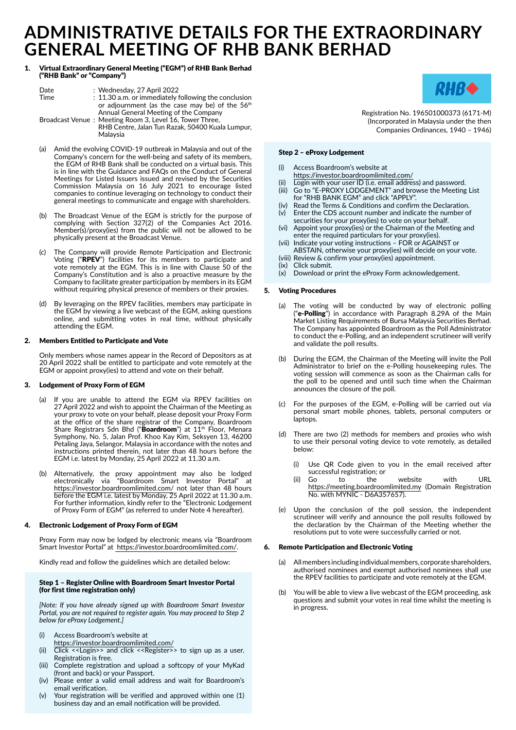# ADMINISTRATIVE DETAILS FOR THE EXTRAORDINARY GENERAL MEETING OF RHB BANK BERHAD

Registration No. 196501000373 (6171-M)
(Incorporated in Malaysia under the then Companies Ordinances, 1940 – 1946)

## 1. Virtual Extraordinary General Meeting ("EGM") of RHB Bank Berhad ("RHB Bank" or "Company")

| | | |
|---|---|---|
| Date | : | Wednesday, 27 April 2022 |
| Time | : | 11.30 a.m. or immediately following the conclusion or adjournment (as the case may be) of the 56th Annual General Meeting of the Company |
| Broadcast Venue | : | Meeting Room 3, Level 16, Tower Three, RHB Centre, Jalan Tun Razak, 50400 Kuala Lumpur, Malaysia |

(a) Amid the evolving COVID-19 outbreak in Malaysia and out of the Company's concern for the well-being and safety of its members, the EGM of RHB Bank shall be conducted on a virtual basis. This is in line with the Guidance and FAQs on the Conduct of General Meetings for Listed Issuers issued and revised by the Securities Commission Malaysia on 16 July 2021 to encourage listed companies to continue leveraging on technology to conduct their general meetings to communicate and engage with shareholders.

(b) The Broadcast Venue of the EGM is strictly for the purpose of complying with Section 327(2) of the Companies Act 2016. Member(s)/proxy(ies) from the public will not be allowed to be physically present at the Broadcast Venue.

(c) The Company will provide Remote Participation and Electronic Voting ("**RPEV**") facilities for its members to participate and vote remotely at the EGM. This is in line with Clause 50 of the Company's Constitution and is also a proactive measure by the Company to facilitate greater participation by members in its EGM without requiring physical presence of members or their proxies.

(d) By leveraging on the RPEV facilities, members may participate in the EGM by viewing a live webcast of the EGM, asking questions online, and submitting votes in real time, without physically attending the EGM.

## 2. Members Entitled to Participate and Vote

Only members whose names appear in the Record of Depositors as at 20 April 2022 shall be entitled to participate and vote remotely at the EGM or appoint proxy(ies) to attend and vote on their behalf.

## 3. Lodgement of Proxy Form of EGM

(a) If you are unable to attend the EGM via RPEV facilities on 27 April 2022 and wish to appoint the Chairman of the Meeting as your proxy to vote on your behalf, please deposit your Proxy Form at the office of the share registrar of the Company, Boardroom Share Registrars Sdn Bhd ("**Boardroom**") at 11th Floor, Menara Symphony, No. 5, Jalan Prof. Khoo Kay Kim, Seksyen 13, 46200 Petaling Jaya, Selangor, Malaysia in accordance with the notes and instructions printed therein, not later than 48 hours before the EGM i.e. latest by Monday, 25 April 2022 at 11.30 a.m.

(b) Alternatively, the proxy appointment may also be lodged electronically via "Boardroom Smart Investor Portal" at https://investor.boardroomlimited.com/ not later than 48 hours before the EGM i.e. latest by Monday, 25 April 2022 at 11.30 a.m. For further information, kindly refer to the "Electronic Lodgement of Proxy Form of EGM" (as referred to under Note 4 hereafter).

## 4. Electronic Lodgement of Proxy Form of EGM

Proxy Form may now be lodged by electronic means via "Boardroom Smart Investor Portal" at https://investor.boardroomlimited.com/.

Kindly read and follow the guidelines which are detailed below:

### Step 1 – Register Online with Boardroom Smart Investor Portal (for first time registration only)

*[Note: If you have already signed up with Boardroom Smart Investor Portal, you are not required to register again. You may proceed to Step 2 below for eProxy Lodgement.]*

(i) Access Boardroom's website at https://investor.boardroomlimited.com/
(ii) Click <<Login>> and click <<Register>> to sign up as a user. Registration is free.
(iii) Complete registration and upload a softcopy of your MyKad (front and back) or your Passport.
(iv) Please enter a valid email address and wait for Boardroom's email verification.
(v) Your registration will be verified and approved within one (1) business day and an email notification will be provided.

### Step 2 – eProxy Lodgement

(i) Access Boardroom's website at https://investor.boardroomlimited.com/
(ii) Login with your user ID (i.e. email address) and password.
(iii) Go to "E-PROXY LODGEMENT" and browse the Meeting List for "RHB BANK EGM" and click "APPLY".
(iv) Read the Terms & Conditions and confirm the Declaration.
(v) Enter the CDS account number and indicate the number of securities for your proxy(ies) to vote on your behalf.
(vi) Appoint your proxy(ies) or the Chairman of the Meeting and enter the required particulars for your proxy(ies).
(vii) Indicate your voting instructions – FOR or AGAINST or ABSTAIN, otherwise your proxy(ies) will decide on your vote.
(viii) Review & confirm your proxy(ies) appointment.
(ix) Click submit.
(x) Download or print the eProxy Form acknowledgement.

## 5. Voting Procedures

(a) The voting will be conducted by way of electronic polling ("**e-Polling**") in accordance with Paragraph 8.29A of the Main Market Listing Requirements of Bursa Malaysia Securities Berhad. The Company has appointed Boardroom as the Poll Administrator to conduct the e-Polling, and an independent scrutineer will verify and validate the poll results.

(b) During the EGM, the Chairman of the Meeting will invite the Poll Administrator to brief on the e-Polling housekeeping rules. The voting session will commence as soon as the Chairman calls for the poll to be opened and until such time when the Chairman announces the closure of the poll.

(c) For the purposes of the EGM, e-Polling will be carried out via personal smart mobile phones, tablets, personal computers or laptops.

(d) There are two (2) methods for members and proxies who wish to use their personal voting device to vote remotely, as detailed below:

(i) Use QR Code given to you in the email received after successful registration; or
(ii) Go to the website with URL https://meeting.boardroomlimited.my (Domain Registration No. with MYNIC - D6A357657).

(e) Upon the conclusion of the poll session, the independent scrutineer will verify and announce the poll results followed by the declaration by the Chairman of the Meeting whether the resolutions put to vote were successfully carried or not.

## 6. Remote Participation and Electronic Voting

(a) All members including individual members, corporate shareholders, authorised nominees and exempt authorised nominees shall use the RPEV facilities to participate and vote remotely at the EGM.

(b) You will be able to view a live webcast of the EGM proceeding, ask questions and submit your votes in real time whilst the meeting is in progress.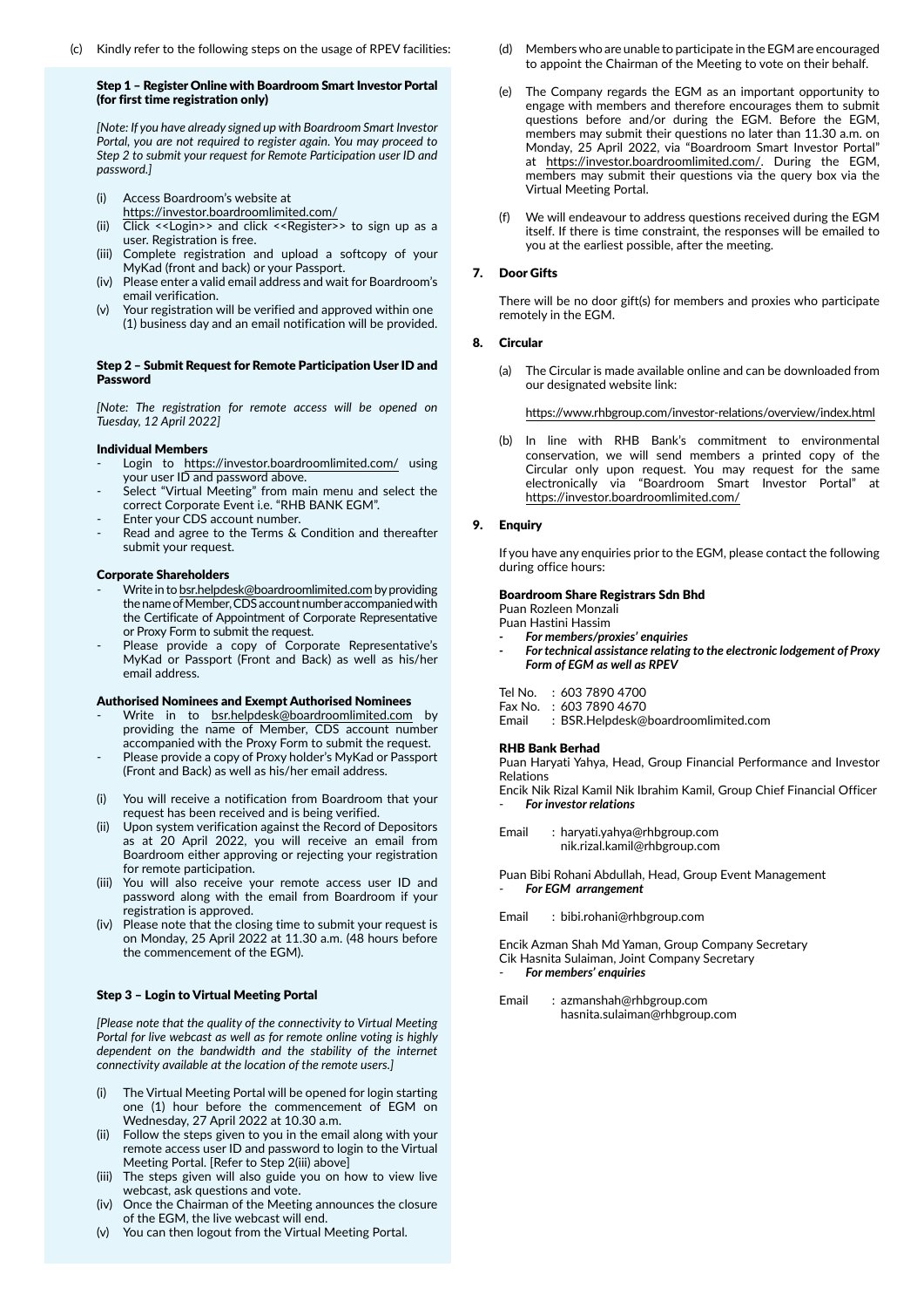(c) Kindly refer to the following steps on the usage of RPEV facilities:

**Step 1 – Register Online with Boardroom Smart Investor Portal (for first time registration only)**

*[Note: If you have already signed up with Boardroom Smart Investor Portal, you are not required to register again. You may proceed to Step 2 to submit your request for Remote Participation user ID and password.]*

(i) Access Boardroom's website at https://investor.boardroomlimited.com/
(ii) Click <<Login>> and click <<Register>> to sign up as a user. Registration is free.
(iii) Complete registration and upload a softcopy of your MyKad (front and back) or your Passport.
(iv) Please enter a valid email address and wait for Boardroom's email verification.
(v) Your registration will be verified and approved within one (1) business day and an email notification will be provided.

**Step 2 – Submit Request for Remote Participation User ID and Password**

*[Note: The registration for remote access will be opened on Tuesday, 12 April 2022]*

**Individual Members**

- Login to https://investor.boardroomlimited.com/ using your user ID and password above.
- Select "Virtual Meeting" from main menu and select the correct Corporate Event i.e. "RHB BANK EGM".
- Enter your CDS account number.
- Read and agree to the Terms & Condition and thereafter submit your request.

**Corporate Shareholders**

- Write in to bsr.helpdesk@boardroomlimited.com by providing the name of Member, CDS account number accompanied with the Certificate of Appointment of Corporate Representative or Proxy Form to submit the request.
- Please provide a copy of Corporate Representative's MyKad or Passport (Front and Back) as well as his/her email address.

**Authorised Nominees and Exempt Authorised Nominees**

- Write in to bsr.helpdesk@boardroomlimited.com by providing the name of Member, CDS account number accompanied with the Proxy Form to submit the request.
- Please provide a copy of Proxy holder's MyKad or Passport (Front and Back) as well as his/her email address.

(i) You will receive a notification from Boardroom that your request has been received and is being verified.
(ii) Upon system verification against the Record of Depositors as at 20 April 2022, you will receive an email from Boardroom either approving or rejecting your registration for remote participation.
(iii) You will also receive your remote access user ID and password along with the email from Boardroom if your registration is approved.
(iv) Please note that the closing time to submit your request is on Monday, 25 April 2022 at 11.30 a.m. (48 hours before the commencement of the EGM).

**Step 3 – Login to Virtual Meeting Portal**

*[Please note that the quality of the connectivity to Virtual Meeting Portal for live webcast as well as for remote online voting is highly dependent on the bandwidth and the stability of the internet connectivity available at the location of the remote users.]*

(i) The Virtual Meeting Portal will be opened for login starting one (1) hour before the commencement of EGM on Wednesday, 27 April 2022 at 10.30 a.m.
(ii) Follow the steps given to you in the email along with your remote access user ID and password to login to the Virtual Meeting Portal. [Refer to Step 2(iii) above]
(iii) The steps given will also guide you on how to view live webcast, ask questions and vote.
(iv) Once the Chairman of the Meeting announces the closure of the EGM, the live webcast will end.
(v) You can then logout from the Virtual Meeting Portal.

(d) Members who are unable to participate in the EGM are encouraged to appoint the Chairman of the Meeting to vote on their behalf.

(e) The Company regards the EGM as an important opportunity to engage with members and therefore encourages them to submit questions before and/or during the EGM. Before the EGM, members may submit their questions no later than 11.30 a.m. on Monday, 25 April 2022, via "Boardroom Smart Investor Portal" at https://investor.boardroomlimited.com/. During the EGM, members may submit their questions via the query box via the Virtual Meeting Portal.

(f) We will endeavour to address questions received during the EGM itself. If there is time constraint, the responses will be emailed to you at the earliest possible, after the meeting.

## 7. Door Gifts

There will be no door gift(s) for members and proxies who participate remotely in the EGM.

## 8. Circular

(a) The Circular is made available online and can be downloaded from our designated website link:

https://www.rhbgroup.com/investor-relations/overview/index.html

(b) In line with RHB Bank's commitment to environmental conservation, we will send members a printed copy of the Circular only upon request. You may request for the same electronically via "Boardroom Smart Investor Portal" at https://investor.boardroomlimited.com/

## 9. Enquiry

If you have any enquiries prior to the EGM, please contact the following during office hours:

**Boardroom Share Registrars Sdn Bhd**
Puan Rozleen Monzali
Puan Hastini Hassim

- ***For members/proxies' enquiries***
- ***For technical assistance relating to the electronic lodgement of Proxy Form of EGM as well as RPEV***

Tel No. : 603 7890 4700
Fax No. : 603 7890 4670
Email : BSR.Helpdesk@boardroomlimited.com

**RHB Bank Berhad**
Puan Haryati Yahya, Head, Group Financial Performance and Investor Relations
Encik Nik Rizal Kamil Nik Ibrahim Kamil, Group Chief Financial Officer

- ***For investor relations***

Email : haryati.yahya@rhbgroup.com
nik.rizal.kamil@rhbgroup.com

Puan Bibi Rohani Abdullah, Head, Group Event Management

- ***For EGM arrangement***

Email : bibi.rohani@rhbgroup.com

Encik Azman Shah Md Yaman, Group Company Secretary
Cik Hasnita Sulaiman, Joint Company Secretary

- ***For members' enquiries***

Email : azmanshah@rhbgroup.com
hasnita.sulaiman@rhbgroup.com